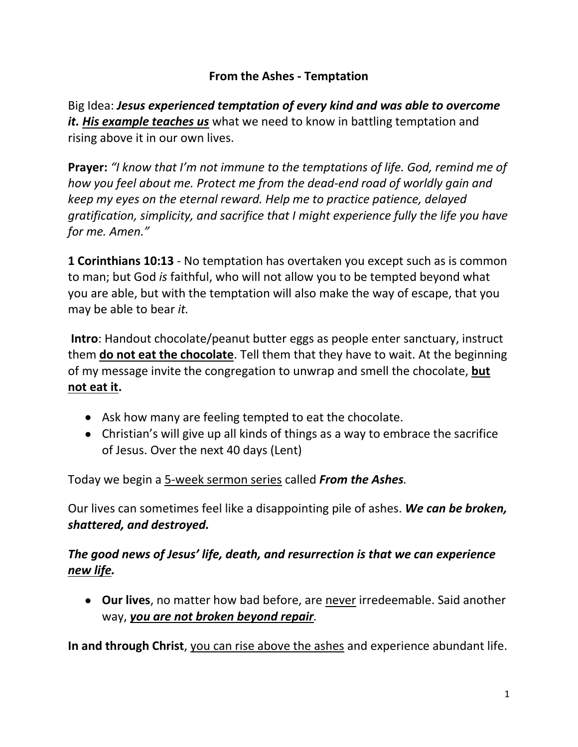# From the Ashes - Temptation

Big Idea: ***Jesus experienced temptation of every kind and was able to overcome it. <u>His example teaches us</u>*** what we need to know in battling temptation and rising above it in our own lives.

**Prayer:** *"I know that I'm not immune to the temptations of life. God, remind me of how you feel about me. Protect me from the dead-end road of worldly gain and keep my eyes on the eternal reward. Help me to practice patience, delayed gratification, simplicity, and sacrifice that I might experience fully the life you have for me. Amen."*

**1 Corinthians 10:13** - No temptation has overtaken you except such as is common to man; but God *is* faithful, who will not allow you to be tempted beyond what you are able, but with the temptation will also make the way of escape, that you may be able to bear *it.*

**Intro**: Handout chocolate/peanut butter eggs as people enter sanctuary, instruct them **<u>do not eat the chocolate</u>**. Tell them that they have to wait. At the beginning of my message invite the congregation to unwrap and smell the chocolate, **<u>but not eat it</u>.**

- Ask how many are feeling tempted to eat the chocolate.
- Christian's will give up all kinds of things as a way to embrace the sacrifice of Jesus. Over the next 40 days (Lent)

Today we begin a <u>5-week sermon series</u> called ***From the Ashes.***

Our lives can sometimes feel like a disappointing pile of ashes. ***We can be broken, shattered, and destroyed.***

***The good news of Jesus' life, death, and resurrection is that we can experience <u>new life</u>.***

- **Our lives**, no matter how bad before, are <u>never</u> irredeemable. Said another way, ***<u>you are not broken beyond repair</u>.***

**In and through Christ**, <u>you can rise above the ashes</u> and experience abundant life.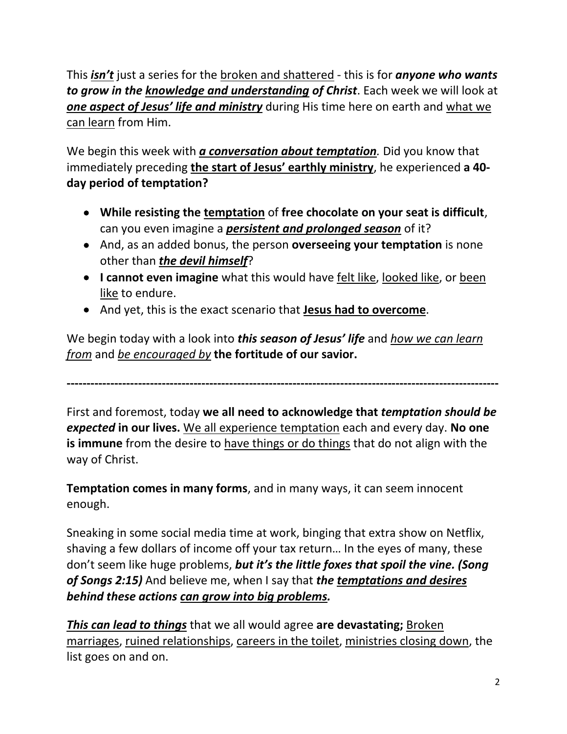This ***isn't*** just a series for the broken and shattered - this is for ***anyone who wants to grow in the knowledge and understanding of Christ***. Each week we will look at ***one aspect of Jesus' life and ministry*** during His time here on earth and what we can learn from Him.

We begin this week with ***a conversation about temptation.*** Did you know that immediately preceding **the start of Jesus' earthly ministry**, he experienced **a 40-day period of temptation?**

- **While resisting the temptation** of **free chocolate on your seat is difficult**, can you even imagine a ***persistent and prolonged season*** of it?
- And, as an added bonus, the person **overseeing your temptation** is none other than ***the devil himself***?
- **I cannot even imagine** what this would have felt like, looked like, or been like to endure.
- And yet, this is the exact scenario that **Jesus had to overcome**.

We begin today with a look into ***this season of Jesus' life*** and *how we can learn from* and *be encouraged by* **the fortitude of our savior.**

---

First and foremost, today **we all need to acknowledge that *temptation should be expected* in our lives.** We all experience temptation each and every day. **No one is immune** from the desire to have things or do things that do not align with the way of Christ.

**Temptation comes in many forms**, and in many ways, it can seem innocent enough.

Sneaking in some social media time at work, binging that extra show on Netflix, shaving a few dollars of income off your tax return… In the eyes of many, these don't seem like huge problems, ***but it's the little foxes that spoil the vine. (Song of Songs 2:15)*** And believe me, when I say that ***the temptations and desires behind these actions can grow into big problems.***

***This can lead to things*** that we all would agree **are devastating;** Broken marriages, ruined relationships, careers in the toilet, ministries closing down, the list goes on and on.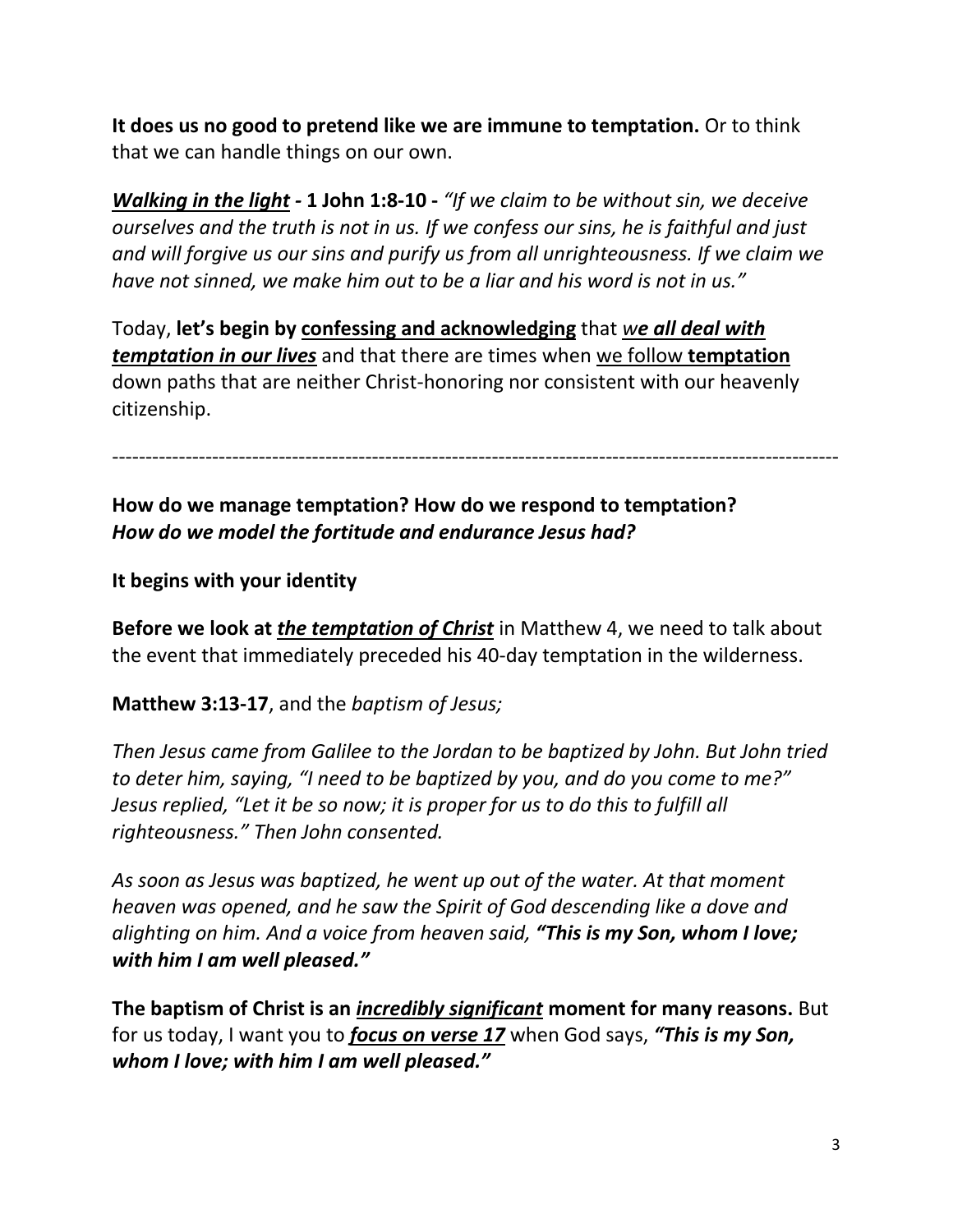**It does us no good to pretend like we are immune to temptation.** Or to think that we can handle things on our own.

***Walking in the light*** **- 1 John 1:8-10 -** *"If we claim to be without sin, we deceive ourselves and the truth is not in us. If we confess our sins, he is faithful and just and will forgive us our sins and purify us from all unrighteousness. If we claim we have not sinned, we make him out to be a liar and his word is not in us."*

Today, **let's begin by confessing and acknowledging** that ***we all deal with temptation in our lives*** and that there are times when we follow **temptation** down paths that are neither Christ-honoring nor consistent with our heavenly citizenship.

---

**How do we manage temptation? How do we respond to temptation?**
***How do we model the fortitude and endurance Jesus had?***

**It begins with your identity**

**Before we look at** ***the temptation of Christ*** in Matthew 4, we need to talk about the event that immediately preceded his 40-day temptation in the wilderness.

**Matthew 3:13-17**, and the *baptism of Jesus;*

*Then Jesus came from Galilee to the Jordan to be baptized by John. But John tried to deter him, saying, "I need to be baptized by you, and do you come to me?" Jesus replied, "Let it be so now; it is proper for us to do this to fulfill all righteousness." Then John consented.*

*As soon as Jesus was baptized, he went up out of the water. At that moment heaven was opened, and he saw the Spirit of God descending like a dove and alighting on him. And a voice from heaven said,* ***"This is my Son, whom I love; with him I am well pleased."***

**The baptism of Christ is an** ***incredibly significant*** **moment for many reasons.** But for us today, I want you to ***focus on verse 17*** when God says, ***"This is my Son, whom I love; with him I am well pleased."***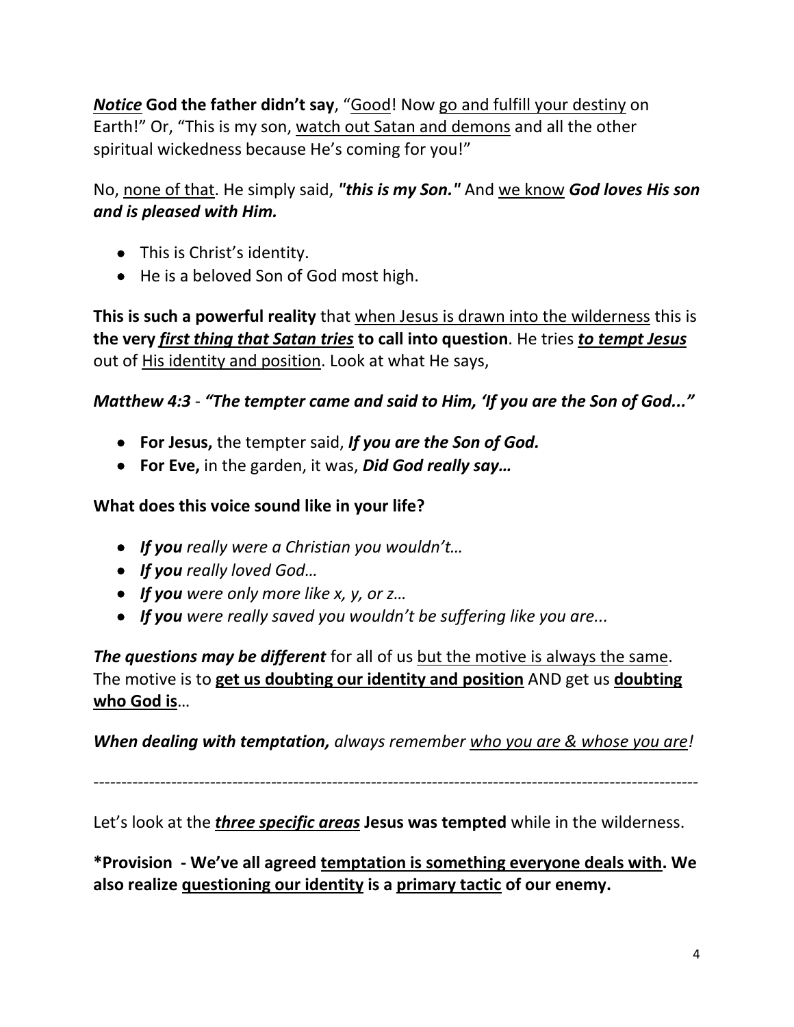***Notice*** **God the father didn't say**, "<u>Good</u>! Now <u>go and fulfill your destiny</u> on Earth!" Or, "This is my son, <u>watch out Satan and demons</u> and all the other spiritual wickedness because He's coming for you!"

No, <u>none of that</u>. He simply said, ***"this is my Son."*** And <u>we know</u> ***God loves His son and is pleased with Him.***

- This is Christ's identity.
- He is a beloved Son of God most high.

**This is such a powerful reality** that <u>when Jesus is drawn into the wilderness</u> this is **the very *<u>first thing that Satan tries</u>* to call into question**. He tries ***<u>to tempt Jesus</u>*** out of <u>His identity and position</u>. Look at what He says,

***Matthew 4:3*** - ***"The tempter came and said to Him, 'If you are the Son of God..."***

- **For Jesus,** the tempter said, ***If you are the Son of God.***
- **For Eve,** in the garden, it was, ***Did God really say…***

**What does this voice sound like in your life?**

- ***If you*** *really were a Christian you wouldn't…*
- ***If you*** *really loved God…*
- ***If you*** *were only more like x, y, or z…*
- ***If you*** *were really saved you wouldn't be suffering like you are...*

***The questions may be different*** for all of us <u>but the motive is always the same</u>. The motive is to **<u>get us doubting our identity and position</u>** AND get us **<u>doubting who God is</u>**…

***When dealing with temptation,*** *always remember <u>who you are & whose you are</u>!*

---

Let's look at the ***<u>three specific areas</u>*** **Jesus was tempted** while in the wilderness.

**\*Provision - We've all agreed <u>temptation is something everyone deals with</u>. We also realize <u>questioning our identity</u> is a <u>primary tactic</u> of our enemy.**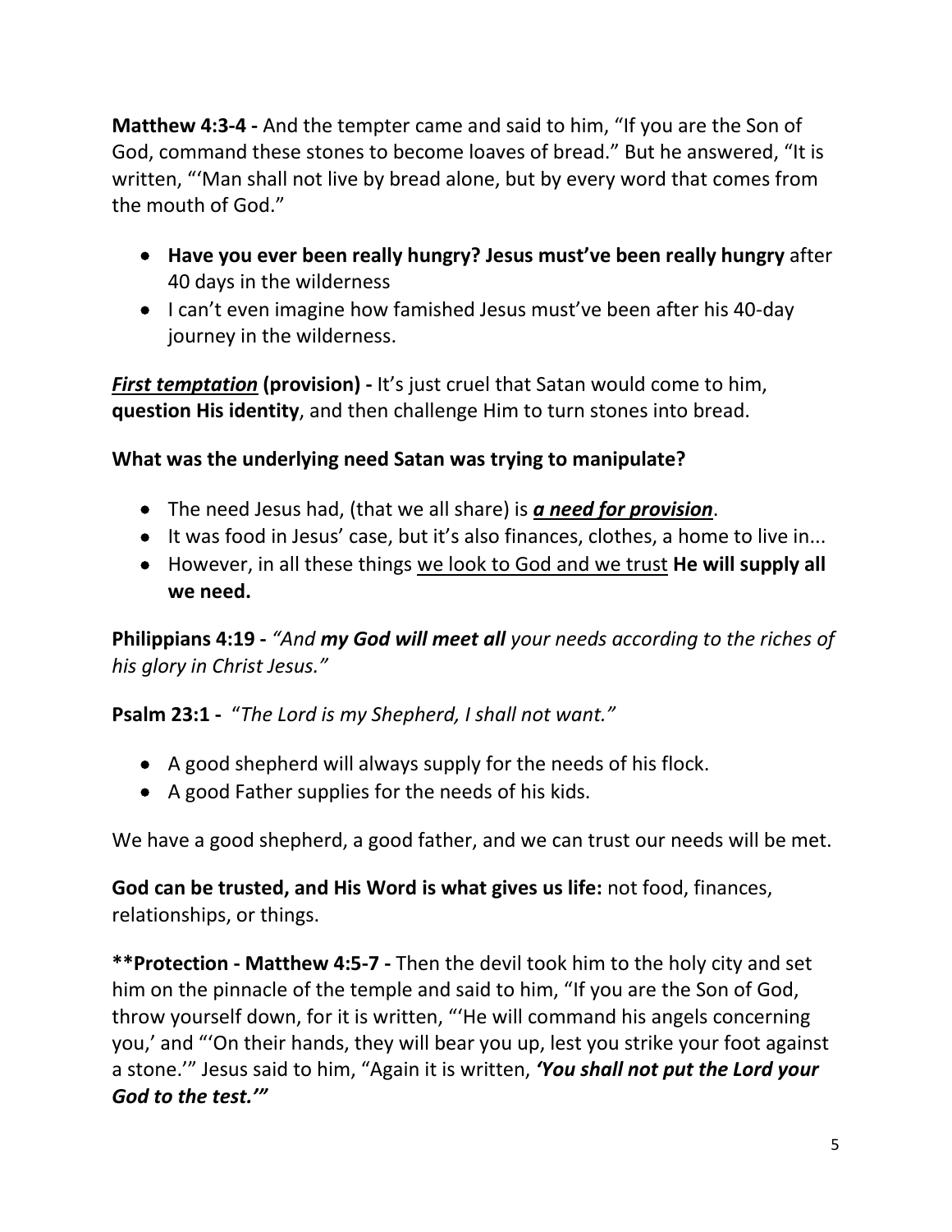**Matthew 4:3-4 -** And the tempter came and said to him, "If you are the Son of God, command these stones to become loaves of bread." But he answered, "It is written, "'Man shall not live by bread alone, but by every word that comes from the mouth of God."

- **Have you ever been really hungry? Jesus must've been really hungry** after 40 days in the wilderness
- I can't even imagine how famished Jesus must've been after his 40-day journey in the wilderness.

***<u>First temptation</u>*** **(provision) -** It's just cruel that Satan would come to him, **question His identity**, and then challenge Him to turn stones into bread.

**What was the underlying need Satan was trying to manipulate?**

- The need Jesus had, (that we all share) is ***<u>a need for provision</u>***.
- It was food in Jesus' case, but it's also finances, clothes, a home to live in...
- However, in all these things <u>we look to God and we trust</u> **He will supply all we need.**

**Philippians 4:19 -** *"And **my God will meet all** your needs according to the riches of his glory in Christ Jesus."*

**Psalm 23:1 -** "*The Lord is my Shepherd, I shall not want."*

- A good shepherd will always supply for the needs of his flock.
- A good Father supplies for the needs of his kids.

We have a good shepherd, a good father, and we can trust our needs will be met.

**God can be trusted, and His Word is what gives us life:** not food, finances, relationships, or things.

**\*\*Protection - Matthew 4:5-7 -** Then the devil took him to the holy city and set him on the pinnacle of the temple and said to him, "If you are the Son of God, throw yourself down, for it is written, "'He will command his angels concerning you,' and "'On their hands, they will bear you up, lest you strike your foot against a stone.'" Jesus said to him, "Again it is written, ***'You shall not put the Lord your God to the test.'"***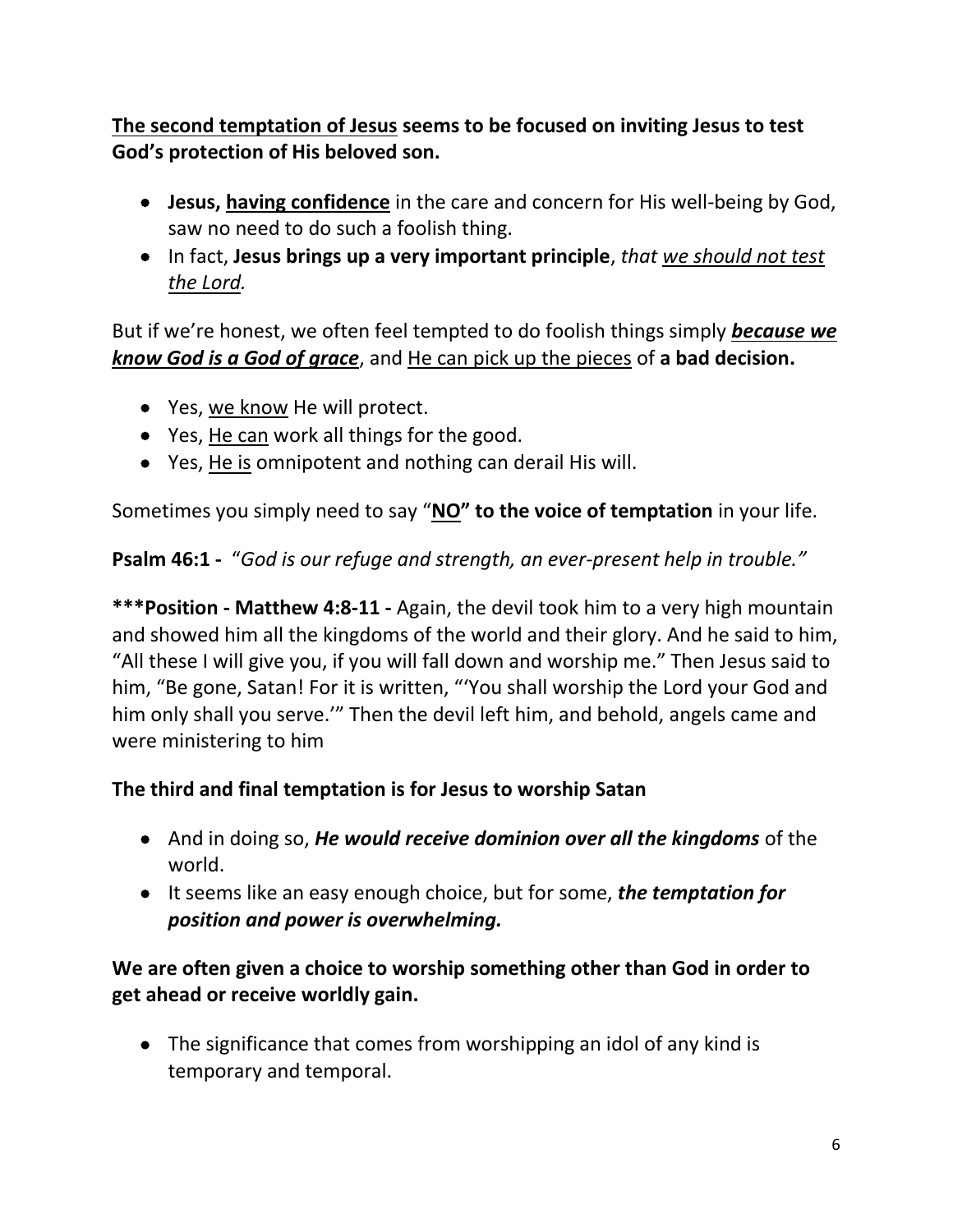<u>**The second temptation of Jesus**</u> **seems to be focused on inviting Jesus to test God's protection of His beloved son.**

- **Jesus, <u>having confidence</u>** in the care and concern for His well-being by God, saw no need to do such a foolish thing.
- In fact, **Jesus brings up a very important principle**, *that <u>we should not test the Lord.</u>*

But if we're honest, we often feel tempted to do foolish things simply <u>***because we know God is a God of grace***</u>, and <u>He can pick up the pieces</u> of **a bad decision.**

- Yes, <u>we know</u> He will protect.
- Yes, <u>He can</u> work all things for the good.
- Yes, <u>He is</u> omnipotent and nothing can derail His will.

Sometimes you simply need to say "**<u>NO</u>" to the voice of temptation** in your life.

**Psalm 46:1 -** "*God is our refuge and strength, an ever-present help in trouble."*

**\*\*\*Position - Matthew 4:8-11 -** Again, the devil took him to a very high mountain and showed him all the kingdoms of the world and their glory. And he said to him, "All these I will give you, if you will fall down and worship me." Then Jesus said to him, "Be gone, Satan! For it is written, "'You shall worship the Lord your God and him only shall you serve.'" Then the devil left him, and behold, angels came and were ministering to him

**The third and final temptation is for Jesus to worship Satan**

- And in doing so, ***He would receive dominion over all the kingdoms*** of the world.
- It seems like an easy enough choice, but for some, ***the temptation for position and power is overwhelming.***

**We are often given a choice to worship something other than God in order to get ahead or receive worldly gain.**

- The significance that comes from worshipping an idol of any kind is temporary and temporal.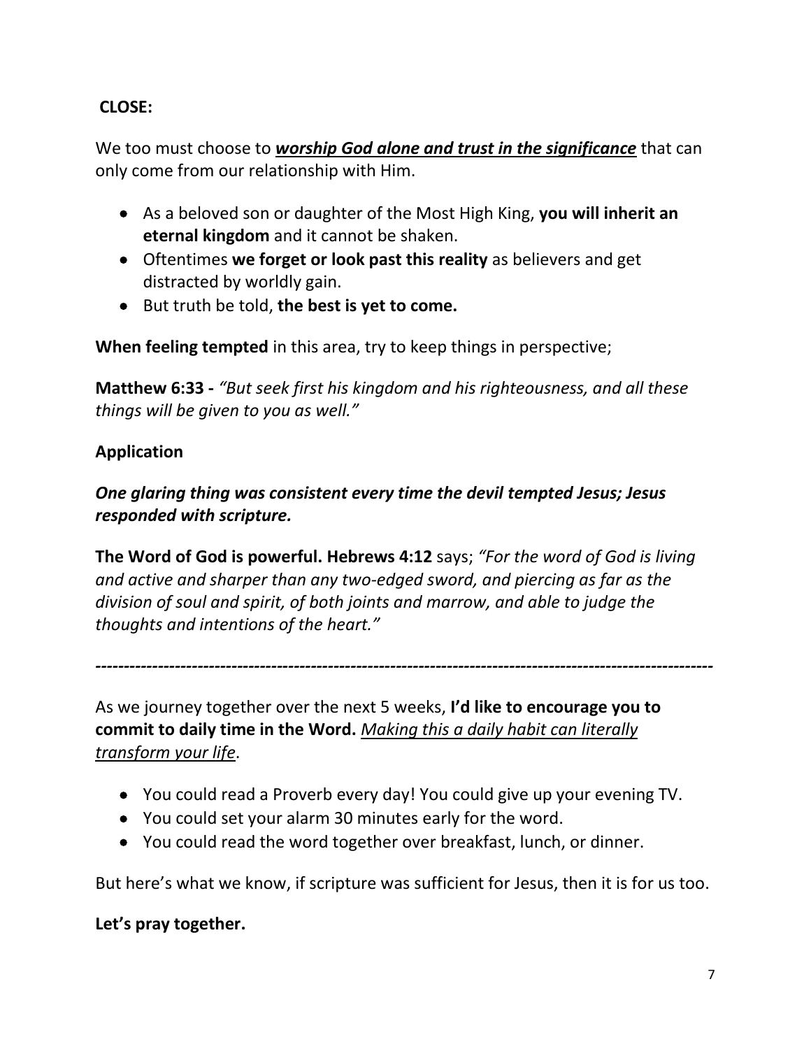**CLOSE:**

We too must choose to ***<u>worship God alone and trust in the significance</u>*** that can only come from our relationship with Him.

- As a beloved son or daughter of the Most High King, **you will inherit an eternal kingdom** and it cannot be shaken.
- Oftentimes **we forget or look past this reality** as believers and get distracted by worldly gain.
- But truth be told, **the best is yet to come.**

**When feeling tempted** in this area, try to keep things in perspective;

**Matthew 6:33 -** *"But seek first his kingdom and his righteousness, and all these things will be given to you as well."*

**Application**

***One glaring thing was consistent every time the devil tempted Jesus; Jesus responded with scripture.***

**The Word of God is powerful. Hebrews 4:12** says; *"For the word of God is living and active and sharper than any two-edged sword, and piercing as far as the division of soul and spirit, of both joints and marrow, and able to judge the thoughts and intentions of the heart."*

---

As we journey together over the next 5 weeks, **I'd like to encourage you to commit to daily time in the Word.** *<u>Making this a daily habit can literally transform your life</u>*.

- You could read a Proverb every day! You could give up your evening TV.
- You could set your alarm 30 minutes early for the word.
- You could read the word together over breakfast, lunch, or dinner.

But here's what we know, if scripture was sufficient for Jesus, then it is for us too.

**Let's pray together.**